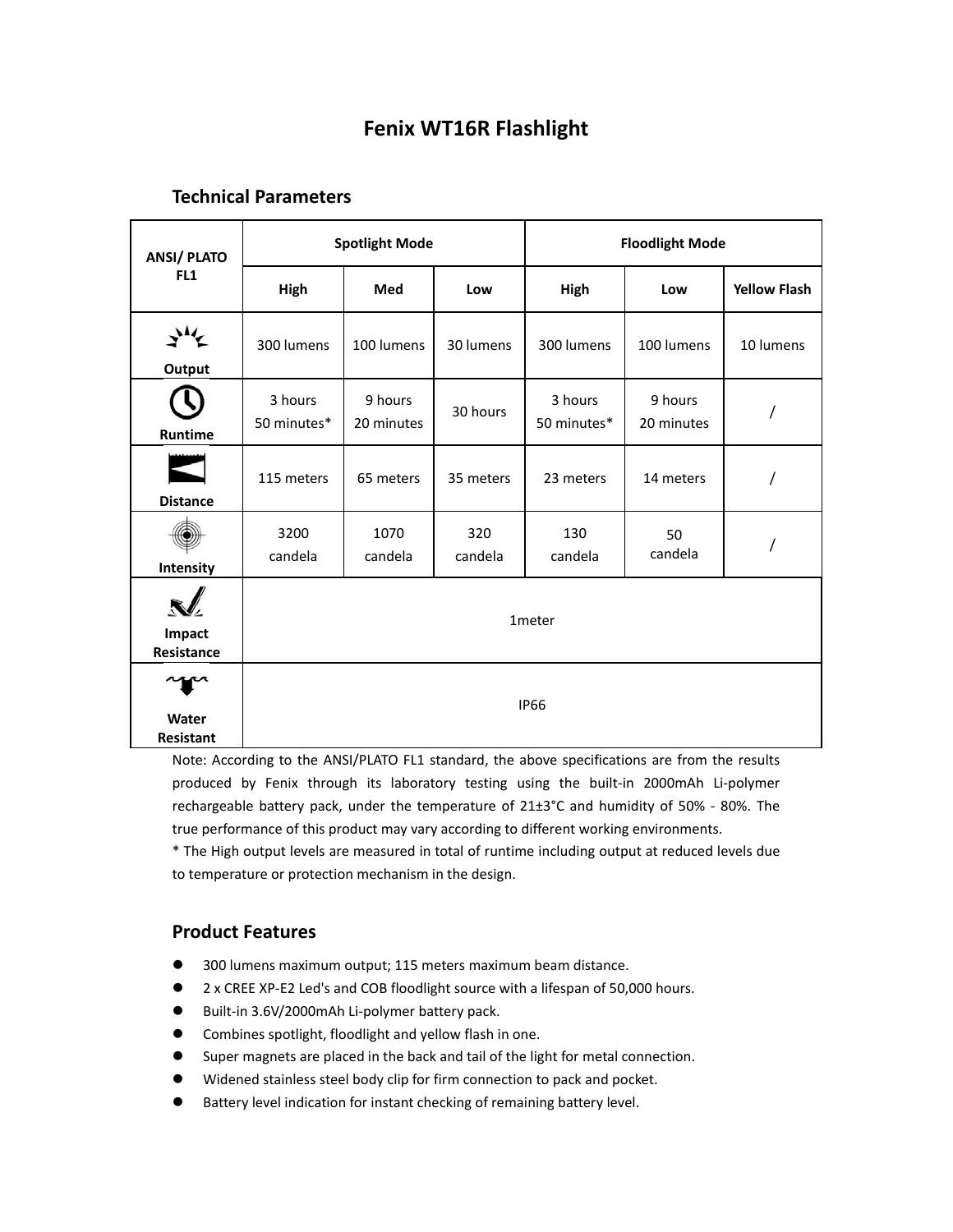# Fenix WT16R Flashlight

## Technical Parameters

| ANSI/ PLATO FL1 | Spotlight Mode | | | Floodlight Mode | | |
|---|---|---|---|---|---|---|
| | High | Med | Low | High | Low | Yellow Flash |
| Output | 300 lumens | 100 lumens | 30 lumens | 300 lumens | 100 lumens | 10 lumens |
| Runtime | 3 hours 50 minutes* | 9 hours 20 minutes | 30 hours | 3 hours 50 minutes* | 9 hours 20 minutes | / |
| Distance | 115 meters | 65 meters | 35 meters | 23 meters | 14 meters | / |
| Intensity | 3200 candela | 1070 candela | 320 candela | 130 candela | 50 candela | / |
| Impact Resistance | 1meter | | | | | |
| Water Resistant | IP66 | | | | | |

Note: According to the ANSI/PLATO FL1 standard, the above specifications are from the results produced by Fenix through its laboratory testing using the built-in 2000mAh Li-polymer rechargeable battery pack, under the temperature of 21±3°C and humidity of 50% - 80%. The true performance of this product may vary according to different working environments.

* The High output levels are measured in total of runtime including output at reduced levels due to temperature or protection mechanism in the design.

## Product Features

- 300 lumens maximum output; 115 meters maximum beam distance.
- 2 x CREE XP-E2 Led's and COB floodlight source with a lifespan of 50,000 hours.
- Built-in 3.6V/2000mAh Li-polymer battery pack.
- Combines spotlight, floodlight and yellow flash in one.
- Super magnets are placed in the back and tail of the light for metal connection.
- Widened stainless steel body clip for firm connection to pack and pocket.
- Battery level indication for instant checking of remaining battery level.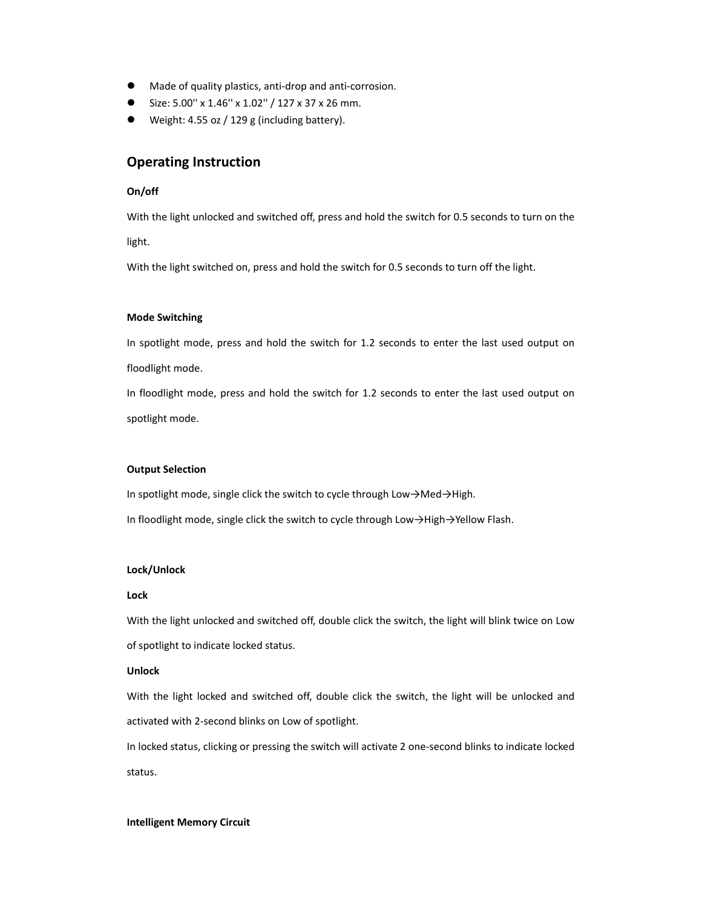- Made of quality plastics, anti-drop and anti-corrosion.
- Size: 5.00'' x 1.46'' x 1.02'' / 127 x 37 x 26 mm.
- Weight: 4.55 oz / 129 g (including battery).

## Operating Instruction

**On/off**

With the light unlocked and switched off, press and hold the switch for 0.5 seconds to turn on the light.

With the light switched on, press and hold the switch for 0.5 seconds to turn off the light.

**Mode Switching**

In spotlight mode, press and hold the switch for 1.2 seconds to enter the last used output on floodlight mode.

In floodlight mode, press and hold the switch for 1.2 seconds to enter the last used output on spotlight mode.

**Output Selection**

In spotlight mode, single click the switch to cycle through Low→Med→High.

In floodlight mode, single click the switch to cycle through Low→High→Yellow Flash.

**Lock/Unlock**

**Lock**

With the light unlocked and switched off, double click the switch, the light will blink twice on Low of spotlight to indicate locked status.

**Unlock**

With the light locked and switched off, double click the switch, the light will be unlocked and activated with 2-second blinks on Low of spotlight.

In locked status, clicking or pressing the switch will activate 2 one-second blinks to indicate locked status.

**Intelligent Memory Circuit**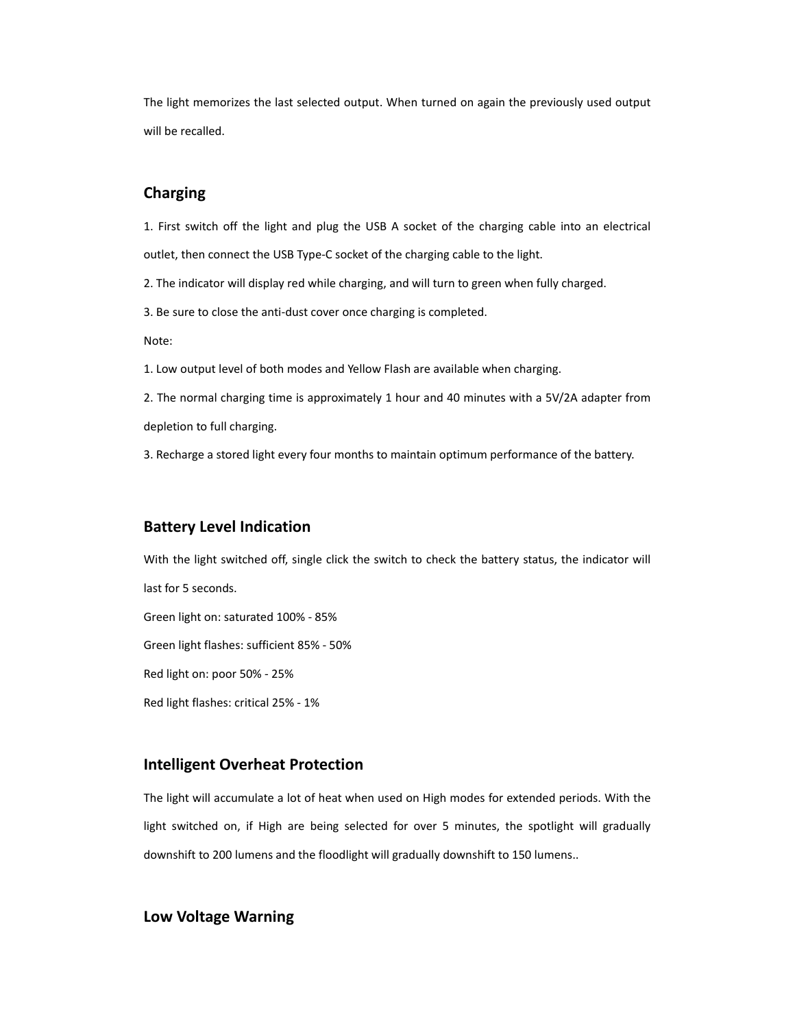The light memorizes the last selected output. When turned on again the previously used output will be recalled.

## Charging

1. First switch off the light and plug the USB A socket of the charging cable into an electrical outlet, then connect the USB Type-C socket of the charging cable to the light.
2. The indicator will display red while charging, and will turn to green when fully charged.
3. Be sure to close the anti-dust cover once charging is completed.

Note:

1. Low output level of both modes and Yellow Flash are available when charging.
2. The normal charging time is approximately 1 hour and 40 minutes with a 5V/2A adapter from depletion to full charging.
3. Recharge a stored light every four months to maintain optimum performance of the battery.

## Battery Level Indication

With the light switched off, single click the switch to check the battery status, the indicator will last for 5 seconds.

Green light on: saturated 100% - 85%

Green light flashes: sufficient 85% - 50%

Red light on: poor 50% - 25%

Red light flashes: critical 25% - 1%

## Intelligent Overheat Protection

The light will accumulate a lot of heat when used on High modes for extended periods. With the light switched on, if High are being selected for over 5 minutes, the spotlight will gradually downshift to 200 lumens and the floodlight will gradually downshift to 150 lumens..

## Low Voltage Warning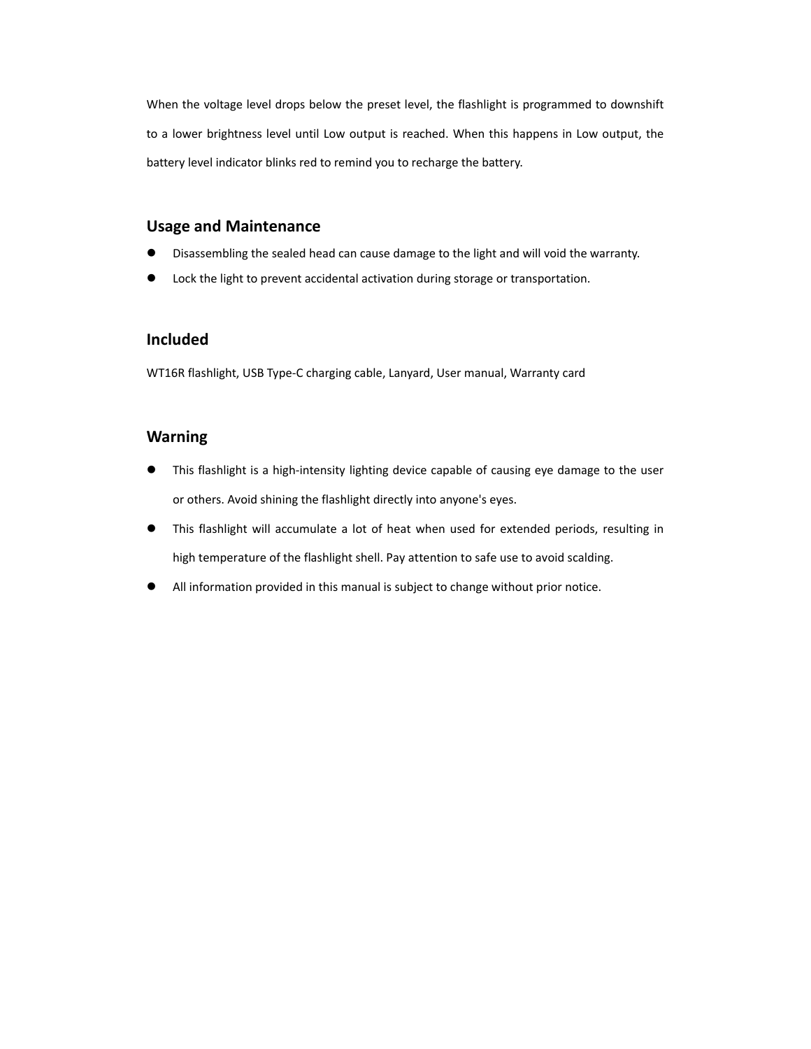When the voltage level drops below the preset level, the flashlight is programmed to downshift to a lower brightness level until Low output is reached. When this happens in Low output, the battery level indicator blinks red to remind you to recharge the battery.

## Usage and Maintenance

- Disassembling the sealed head can cause damage to the light and will void the warranty.
- Lock the light to prevent accidental activation during storage or transportation.

## Included

WT16R flashlight, USB Type-C charging cable, Lanyard, User manual, Warranty card

## Warning

- This flashlight is a high-intensity lighting device capable of causing eye damage to the user or others. Avoid shining the flashlight directly into anyone's eyes.
- This flashlight will accumulate a lot of heat when used for extended periods, resulting in high temperature of the flashlight shell. Pay attention to safe use to avoid scalding.
- All information provided in this manual is subject to change without prior notice.